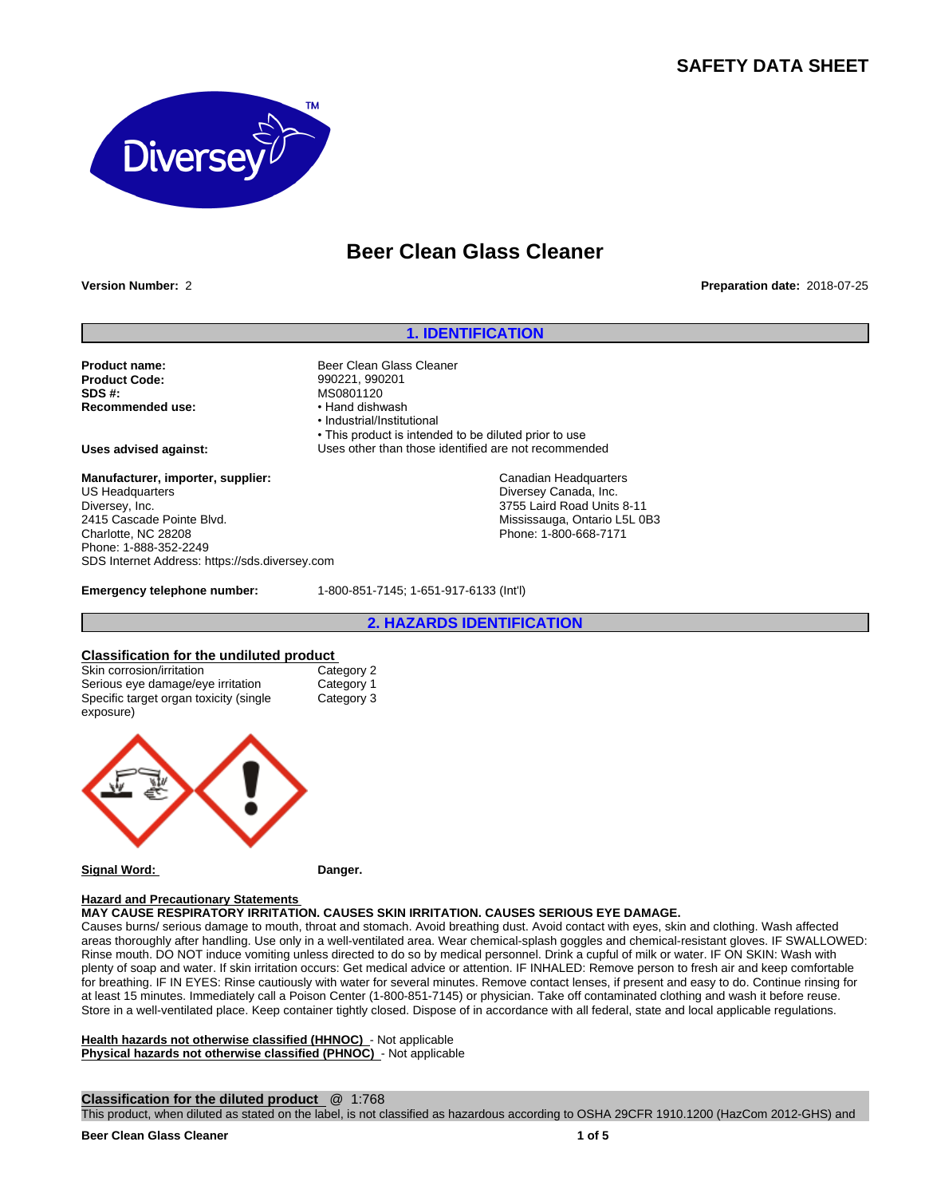# SAFETY DATA SHEET

# Beer Clean Glass Cleaner

**Version Number:** 2

**Preparation date:** 2018-07-25

## 1. IDENTIFICATION

**Product name:** Beer Clean Glass Cleaner
**Product Code:** 990221, 990201
**SDS #:** MS0801120
**Recommended use:**
- Hand dishwash
- Industrial/Institutional
- This product is intended to be diluted prior to use

**Uses advised against:** Uses other than those identified are not recommended

**Manufacturer, importer, supplier:**
US Headquarters
Diversey, Inc.
2415 Cascade Pointe Blvd.
Charlotte, NC 28208
Phone: 1-888-352-2249
SDS Internet Address: https://sds.diversey.com

Canadian Headquarters
Diversey Canada, Inc.
3755 Laird Road Units 8-11
Mississauga, Ontario L5L 0B3
Phone: 1-800-668-7171

**Emergency telephone number:** 1-800-851-7145; 1-651-917-6133 (Int'l)

## 2. HAZARDS IDENTIFICATION

**Classification for the undiluted product**

| | |
|---|---|
| Skin corrosion/irritation | Category 2 |
| Serious eye damage/eye irritation | Category 1 |
| Specific target organ toxicity (single exposure) | Category 3 |

**Signal Word:** Danger.

**Hazard and Precautionary Statements**

**MAY CAUSE RESPIRATORY IRRITATION. CAUSES SKIN IRRITATION. CAUSES SERIOUS EYE DAMAGE.**

Causes burns/ serious damage to mouth, throat and stomach. Avoid breathing dust. Avoid contact with eyes, skin and clothing. Wash affected areas thoroughly after handling. Use only in a well-ventilated area. Wear chemical-splash goggles and chemical-resistant gloves. IF SWALLOWED: Rinse mouth. DO NOT induce vomiting unless directed to do so by medical personnel. Drink a cupful of milk or water. IF ON SKIN: Wash with plenty of soap and water. If skin irritation occurs: Get medical advice or attention. IF INHALED: Remove person to fresh air and keep comfortable for breathing. IF IN EYES: Rinse cautiously with water for several minutes. Remove contact lenses, if present and easy to do. Continue rinsing for at least 15 minutes. Immediately call a Poison Center (1-800-851-7145) or physician. Take off contaminated clothing and wash it before reuse. Store in a well-ventilated place. Keep container tightly closed. Dispose of in accordance with all federal, state and local applicable regulations.

**Health hazards not otherwise classified (HHNOC)** - Not applicable
**Physical hazards not otherwise classified (PHNOC)** - Not applicable

**Classification for the diluted product** @ 1:768

This product, when diluted as stated on the label, is not classified as hazardous according to OSHA 29CFR 1910.1200 (HazCom 2012-GHS) and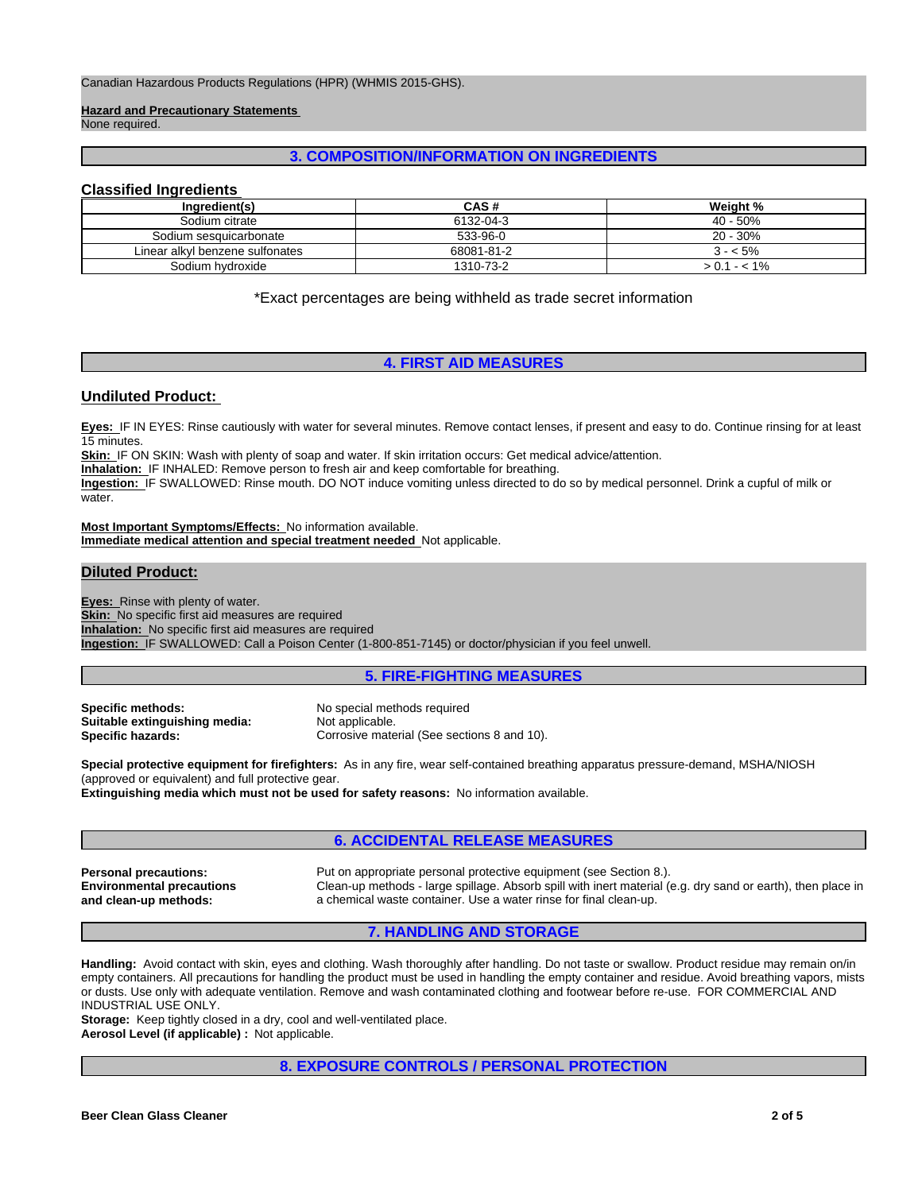Canadian Hazardous Products Regulations (HPR) (WHMIS 2015-GHS).

**Hazard and Precautionary Statements**
None required.

## 3. COMPOSITION/INFORMATION ON INGREDIENTS

### Classified Ingredients

| Ingredient(s) | CAS # | Weight % |
|---|---|---|
| Sodium citrate | 6132-04-3 | 40 - 50% |
| Sodium sesquicarbonate | 533-96-0 | 20 - 30% |
| Linear alkyl benzene sulfonates | 68081-81-2 | 3 - < 5% |
| Sodium hydroxide | 1310-73-2 | > 0.1 - < 1% |

*Exact percentages are being withheld as trade secret information

## 4. FIRST AID MEASURES

### Undiluted Product:

**Eyes:** IF IN EYES: Rinse cautiously with water for several minutes. Remove contact lenses, if present and easy to do. Continue rinsing for at least 15 minutes.
**Skin:** IF ON SKIN: Wash with plenty of soap and water. If skin irritation occurs: Get medical advice/attention.
**Inhalation:** IF INHALED: Remove person to fresh air and keep comfortable for breathing.
**Ingestion:** IF SWALLOWED: Rinse mouth. DO NOT induce vomiting unless directed to do so by medical personnel. Drink a cupful of milk or water.

**Most Important Symptoms/Effects:** No information available.
**Immediate medical attention and special treatment needed** Not applicable.

### Diluted Product:

**Eyes:** Rinse with plenty of water.
**Skin:** No specific first aid measures are required
**Inhalation:** No specific first aid measures are required
**Ingestion:** IF SWALLOWED: Call a Poison Center (1-800-851-7145) or doctor/physician if you feel unwell.

## 5. FIRE-FIGHTING MEASURES

**Specific methods:** No special methods required
**Suitable extinguishing media:** Not applicable.
**Specific hazards:** Corrosive material (See sections 8 and 10).

**Special protective equipment for firefighters:** As in any fire, wear self-contained breathing apparatus pressure-demand, MSHA/NIOSH (approved or equivalent) and full protective gear.
**Extinguishing media which must not be used for safety reasons:** No information available.

## 6. ACCIDENTAL RELEASE MEASURES

**Personal precautions:** Put on appropriate personal protective equipment (see Section 8.).
**Environmental precautions and clean-up methods:** Clean-up methods - large spillage. Absorb spill with inert material (e.g. dry sand or earth), then place in a chemical waste container. Use a water rinse for final clean-up.

## 7. HANDLING AND STORAGE

**Handling:** Avoid contact with skin, eyes and clothing. Wash thoroughly after handling. Do not taste or swallow. Product residue may remain on/in empty containers. All precautions for handling the product must be used in handling the empty container and residue. Avoid breathing vapors, mists or dusts. Use only with adequate ventilation. Remove and wash contaminated clothing and footwear before re-use. FOR COMMERCIAL AND INDUSTRIAL USE ONLY.
**Storage:** Keep tightly closed in a dry, cool and well-ventilated place.
**Aerosol Level (if applicable) :** Not applicable.

## 8. EXPOSURE CONTROLS / PERSONAL PROTECTION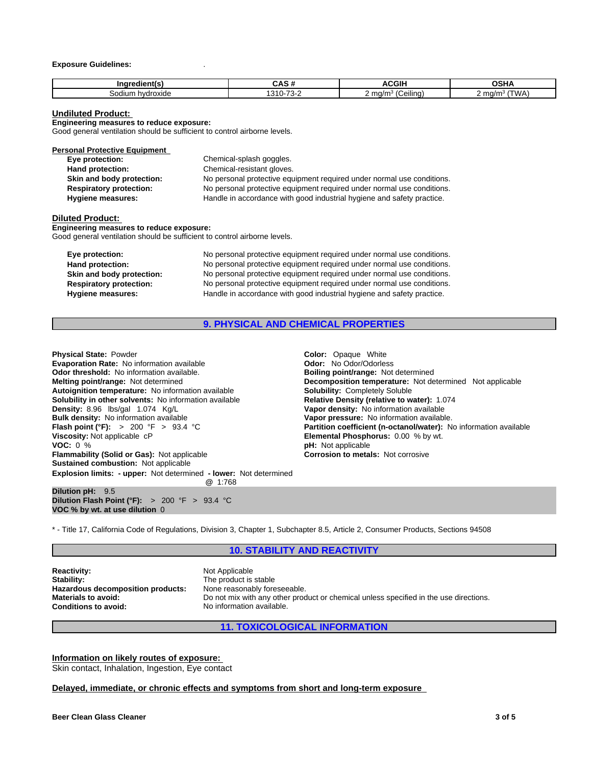**Exposure Guidelines:** .

| Ingredient(s) | CAS # | ACGIH | OSHA |
|---|---|---|---|
| Sodium hydroxide | 1310-73-2 | 2 mg/m$^3$ (Ceiling) | 2 mg/m$^3$ (TWA) |

## Undiluted Product:

**Engineering measures to reduce exposure:**
Good general ventilation should be sufficient to control airborne levels.

**Personal Protective Equipment**

**Eye protection:** Chemical-splash goggles.
**Hand protection:** Chemical-resistant gloves.
**Skin and body protection:** No personal protective equipment required under normal use conditions.
**Respiratory protection:** No personal protective equipment required under normal use conditions.
**Hygiene measures:** Handle in accordance with good industrial hygiene and safety practice.

## Diluted Product:

**Engineering measures to reduce exposure:**
Good general ventilation should be sufficient to control airborne levels.

**Eye protection:** No personal protective equipment required under normal use conditions.
**Hand protection:** No personal protective equipment required under normal use conditions.
**Skin and body protection:** No personal protective equipment required under normal use conditions.
**Respiratory protection:** No personal protective equipment required under normal use conditions.
**Hygiene measures:** Handle in accordance with good industrial hygiene and safety practice.

# 9. PHYSICAL AND CHEMICAL PROPERTIES

**Physical State:** Powder
**Evaporation Rate:** No information available
**Odor threshold:** No information available.
**Melting point/range:** Not determined
**Autoignition temperature:** No information available
**Solubility in other solvents:** No information available
**Density:** 8.96 lbs/gal 1.074 Kg/L
**Bulk density:** No information available
**Flash point (°F):** > 200 °F > 93.4 °C
**Viscosity:** Not applicable cP
**VOC:** 0 %
**Flammability (Solid or Gas):** Not applicable
**Sustained combustion:** Not applicable
**Explosion limits: - upper:** Not determined **- lower:** Not determined

**Color:** Opaque White
**Odor:** No Odor/Odorless
**Boiling point/range:** Not determined
**Decomposition temperature:** Not determined Not applicable
**Solubility:** Completely Soluble
**Relative Density (relative to water):** 1.074
**Vapor density:** No information available
**Vapor pressure:** No information available.
**Partition coefficient (n-octanol/water):** No information available
**Elemental Phosphorus:** 0.00 % by wt.
**pH:** Not applicable
**Corrosion to metals:** Not corrosive

@ 1:768
**Dilution pH:** 9.5
**Dilution Flash Point (°F):** > 200 °F > 93.4 °C
**VOC % by wt. at use dilution** 0

* - Title 17, California Code of Regulations, Division 3, Chapter 1, Subchapter 8.5, Article 2, Consumer Products, Sections 94508

# 10. STABILITY AND REACTIVITY

**Reactivity:** Not Applicable
**Stability:** The product is stable
**Hazardous decomposition products:** None reasonably foreseeable.
**Materials to avoid:** Do not mix with any other product or chemical unless specified in the use directions.
**Conditions to avoid:** No information available.

# 11. TOXICOLOGICAL INFORMATION

**Information on likely routes of exposure:**
Skin contact, Inhalation, Ingestion, Eye contact

**Delayed, immediate, or chronic effects and symptoms from short and long-term exposure**

**Beer Clean Glass Cleaner**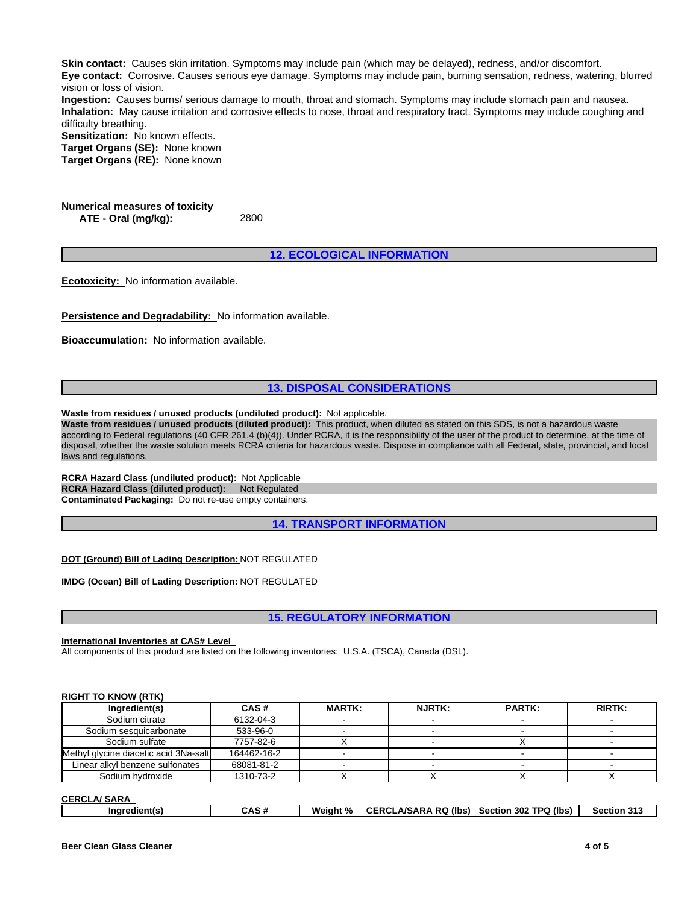**Skin contact:** Causes skin irritation. Symptoms may include pain (which may be delayed), redness, and/or discomfort.
**Eye contact:** Corrosive. Causes serious eye damage. Symptoms may include pain, burning sensation, redness, watering, blurred vision or loss of vision.
**Ingestion:** Causes burns/ serious damage to mouth, throat and stomach. Symptoms may include stomach pain and nausea.
**Inhalation:** May cause irritation and corrosive effects to nose, throat and respiratory tract. Symptoms may include coughing and difficulty breathing.
**Sensitization:** No known effects.
**Target Organs (SE):** None known
**Target Organs (RE):** None known

**Numerical measures of toxicity**

**ATE - Oral (mg/kg):** 2800

## 12. ECOLOGICAL INFORMATION

**Ecotoxicity:** No information available.

**Persistence and Degradability:** No information available.

**Bioaccumulation:** No information available.

## 13. DISPOSAL CONSIDERATIONS

**Waste from residues / unused products (undiluted product):** Not applicable.
**Waste from residues / unused products (diluted product):** This product, when diluted as stated on this SDS, is not a hazardous waste according to Federal regulations (40 CFR 261.4 (b)(4)). Under RCRA, it is the responsibility of the user of the product to determine, at the time of disposal, whether the waste solution meets RCRA criteria for hazardous waste. Dispose in compliance with all Federal, state, provincial, and local laws and regulations.

**RCRA Hazard Class (undiluted product):** Not Applicable
**RCRA Hazard Class (diluted product):** Not Regulated
**Contaminated Packaging:** Do not re-use empty containers.

## 14. TRANSPORT INFORMATION

**DOT (Ground) Bill of Lading Description:** NOT REGULATED

**IMDG (Ocean) Bill of Lading Description:** NOT REGULATED

## 15. REGULATORY INFORMATION

**International Inventories at CAS# Level**
All components of this product are listed on the following inventories: U.S.A. (TSCA), Canada (DSL).

**RIGHT TO KNOW (RTK)**

| Ingredient(s) | CAS # | MARTK: | NJRTK: | PARTK: | RIRTK: |
|---|---|---|---|---|---|
| Sodium citrate | 6132-04-3 | - | - | - | - |
| Sodium sesquicarbonate | 533-96-0 | - | - | - | - |
| Sodium sulfate | 7757-82-6 | X | - | X | - |
| Methyl glycine diacetic acid 3Na-salt | 164462-16-2 | - | - | - | - |
| Linear alkyl benzene sulfonates | 68081-81-2 | - | - | - | - |
| Sodium hydroxide | 1310-73-2 | X | X | X | X |

**CERCLA/ SARA**

| Ingredient(s) | CAS # | Weight % | CERCLA/SARA RQ (lbs) | Section 302 TPQ (lbs) | Section 313 |
|---|---|---|---|---|---|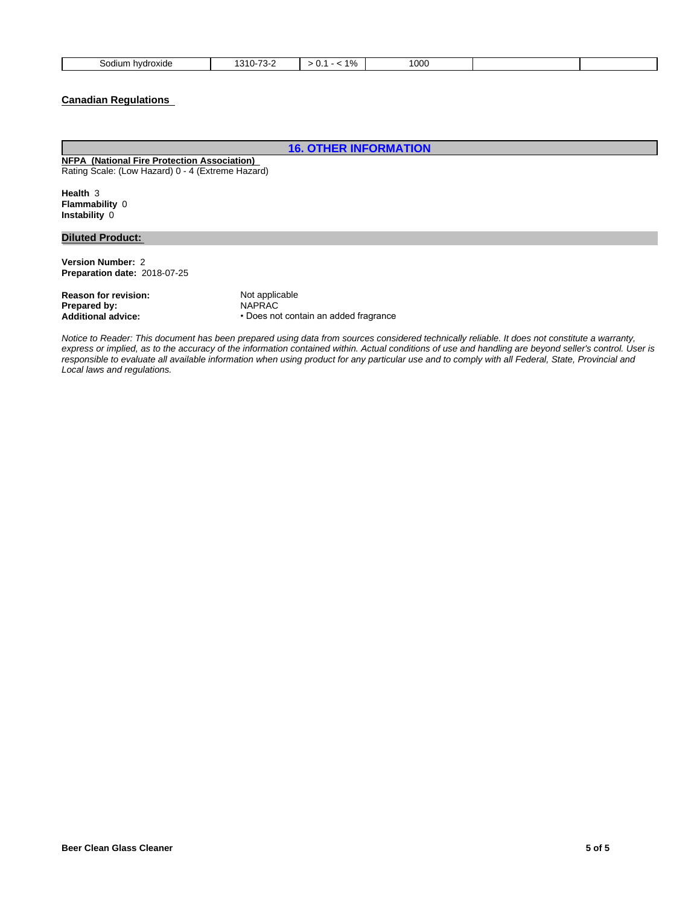| | | | | | |
|---|---|---|---|---|---|
| Sodium hydroxide | 1310-73-2 | > 0.1 - < 1% | 1000 | | |

**Canadian Regulations**

## 16. OTHER INFORMATION

**NFPA (National Fire Protection Association)**
Rating Scale: (Low Hazard) 0 - 4 (Extreme Hazard)

**Health** 3
**Flammability** 0
**Instability** 0

**Diluted Product:**

**Version Number:** 2
**Preparation date:** 2018-07-25

**Reason for revision:** Not applicable
**Prepared by:** NAPRAC
**Additional advice:** • Does not contain an added fragrance

*Notice to Reader: This document has been prepared using data from sources considered technically reliable. It does not constitute a warranty, express or implied, as to the accuracy of the information contained within. Actual conditions of use and handling are beyond seller's control. User is responsible to evaluate all available information when using product for any particular use and to comply with all Federal, State, Provincial and Local laws and regulations.*